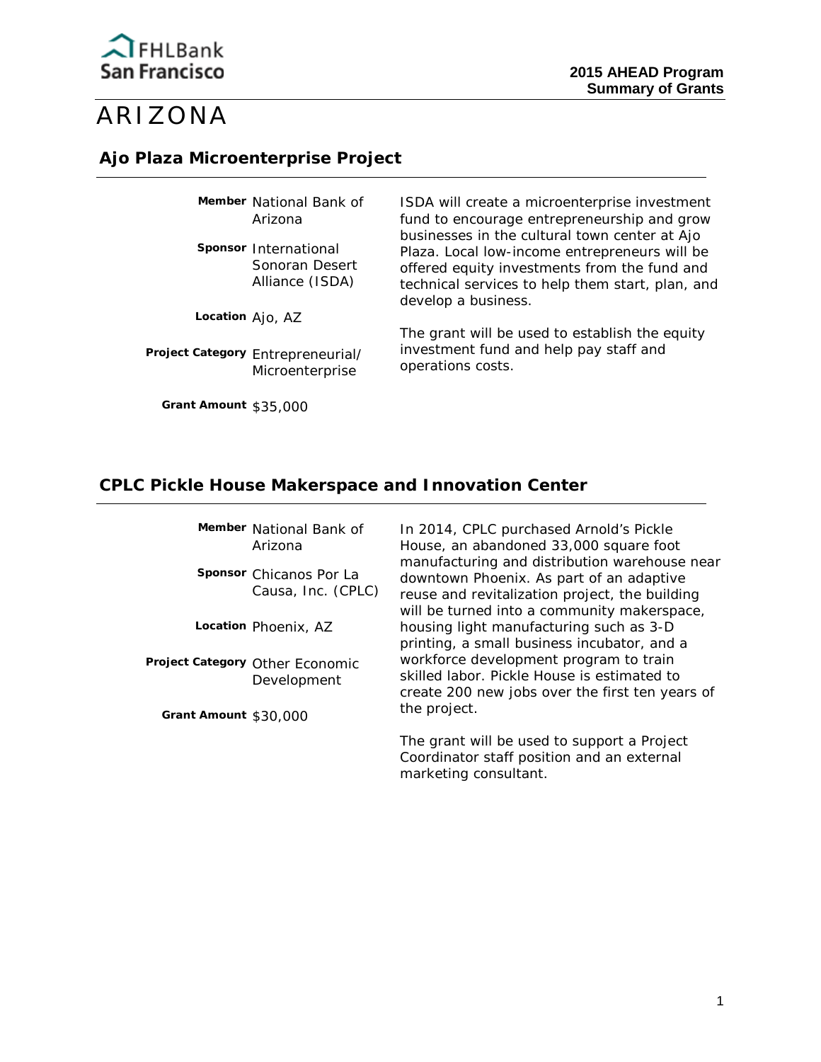# ARIZONA

## Ajo Plaza Microenterprise Project

**Member** National Bank of Arizona

**Sponsor** International Sonoran Desert Alliance (ISDA)

**Location** Ajo, AZ

**Project Category** Entrepreneurial/ Microenterprise

**Grant Amount** $35,000

ISDA will create a microenterprise investment fund to encourage entrepreneurship and grow businesses in the cultural town center at Ajo Plaza. Local low-income entrepreneurs will be offered equity investments from the fund and technical services to help them start, plan, and develop a business.

The grant will be used to establish the equity investment fund and help pay staff and operations costs.

## CPLC Pickle House Makerspace and Innovation Center

**Member** National Bank of Arizona

**Sponsor** Chicanos Por La Causa, Inc. (CPLC)

**Location** Phoenix, AZ

**Project Category** Other Economic Development

**Grant Amount** $30,000

In 2014, CPLC purchased Arnold's Pickle House, an abandoned 33,000 square foot manufacturing and distribution warehouse near downtown Phoenix. As part of an adaptive reuse and revitalization project, the building will be turned into a community makerspace, housing light manufacturing such as 3-D printing, a small business incubator, and a workforce development program to train skilled labor. Pickle House is estimated to create 200 new jobs over the first ten years of the project.

The grant will be used to support a Project Coordinator staff position and an external marketing consultant.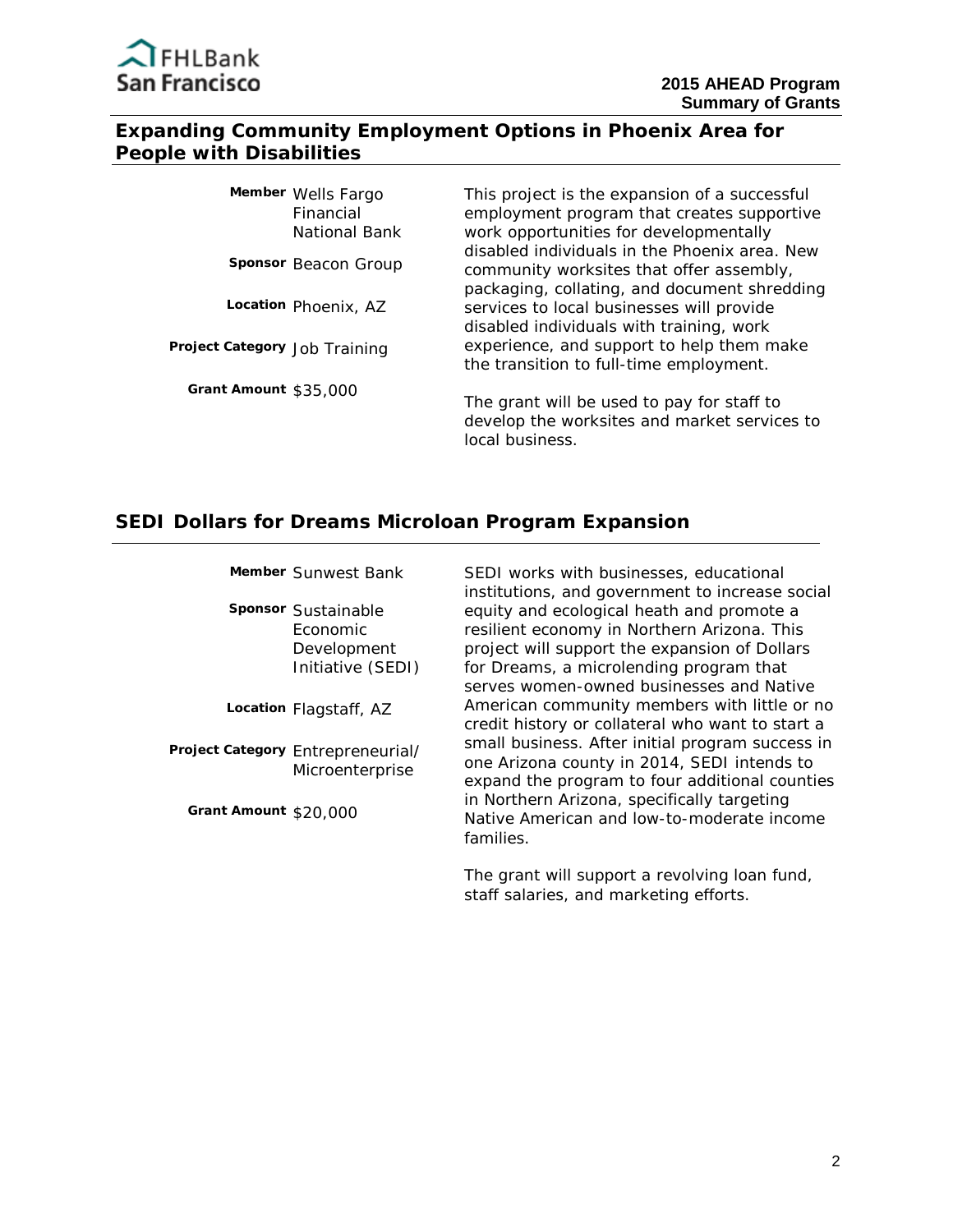## Expanding Community Employment Options in Phoenix Area for People with Disabilities

**Member** Wells Fargo Financial National Bank

**Sponsor** Beacon Group

**Location** Phoenix, AZ

**Project Category** Job Training

**Grant Amount** $35,000

This project is the expansion of a successful employment program that creates supportive work opportunities for developmentally disabled individuals in the Phoenix area. New community worksites that offer assembly, packaging, collating, and document shredding services to local businesses will provide disabled individuals with training, work experience, and support to help them make the transition to full-time employment.

The grant will be used to pay for staff to develop the worksites and market services to local business.

## SEDI Dollars for Dreams Microloan Program Expansion

**Member** Sunwest Bank

**Sponsor** Sustainable Economic Development Initiative (SEDI)

**Location** Flagstaff, AZ

**Project Category** Entrepreneurial/ Microenterprise

**Grant Amount** $20,000

SEDI works with businesses, educational institutions, and government to increase social equity and ecological heath and promote a resilient economy in Northern Arizona. This project will support the expansion of Dollars for Dreams, a microlending program that serves women-owned businesses and Native American community members with little or no credit history or collateral who want to start a small business. After initial program success in one Arizona county in 2014, SEDI intends to expand the program to four additional counties in Northern Arizona, specifically targeting Native American and low-to-moderate income families.

The grant will support a revolving loan fund, staff salaries, and marketing efforts.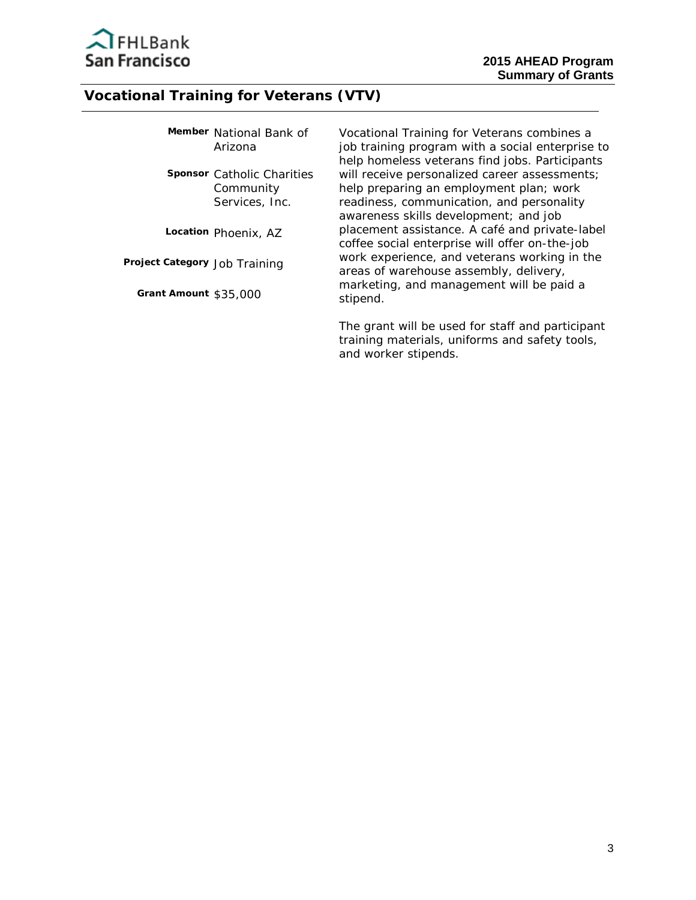## Vocational Training for Veterans (VTV)

**Member** National Bank of Arizona

**Sponsor** Catholic Charities Community Services, Inc.

**Location** Phoenix, AZ

**Project Category** Job Training

**Grant Amount** $35,000

Vocational Training for Veterans combines a job training program with a social enterprise to help homeless veterans find jobs. Participants will receive personalized career assessments; help preparing an employment plan; work readiness, communication, and personality awareness skills development; and job placement assistance. A café and private-label coffee social enterprise will offer on-the-job work experience, and veterans working in the areas of warehouse assembly, delivery, marketing, and management will be paid a stipend.

The grant will be used for staff and participant training materials, uniforms and safety tools, and worker stipends.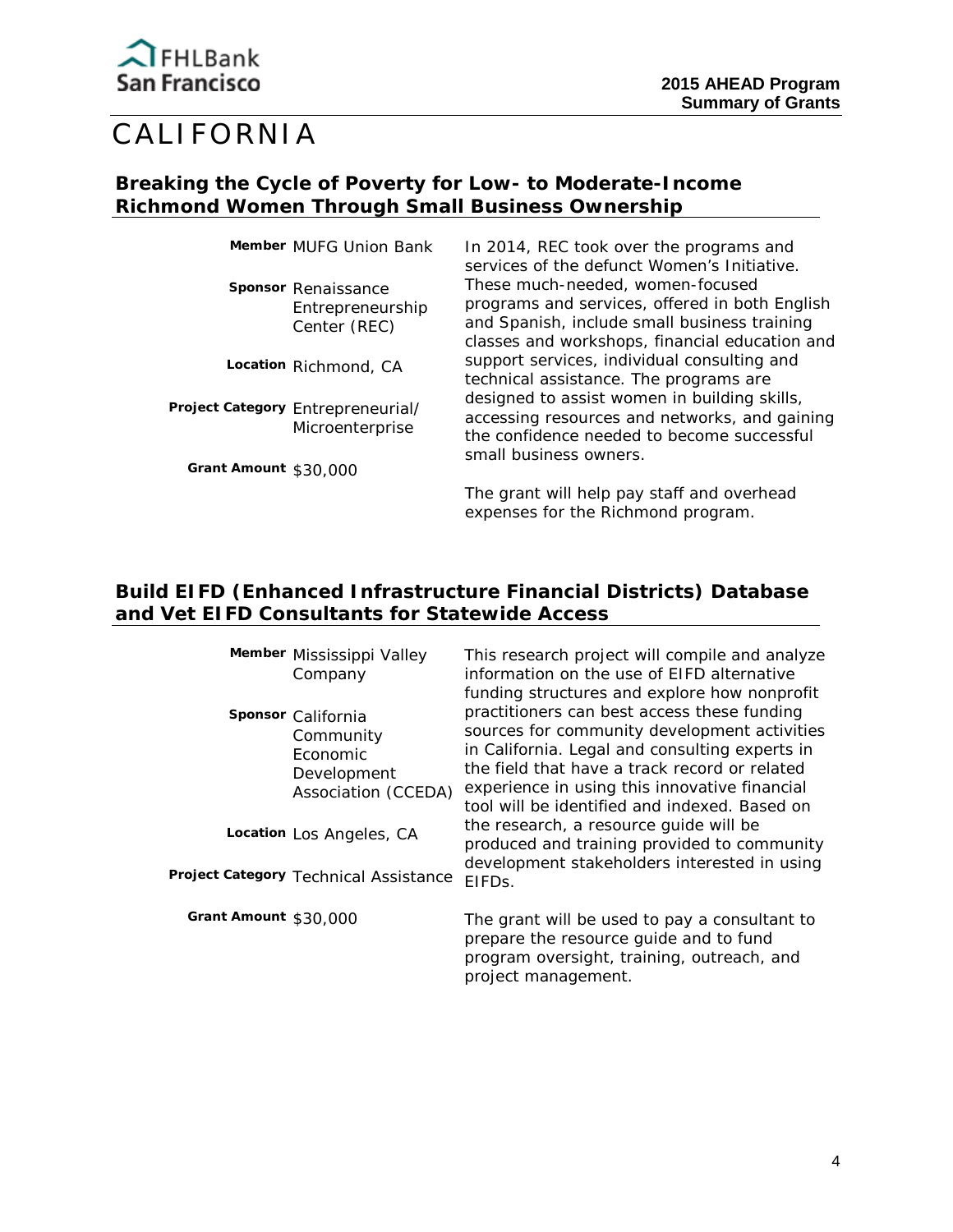# CALIFORNIA

## Breaking the Cycle of Poverty for Low- to Moderate-Income Richmond Women Through Small Business Ownership

**Member** MUFG Union Bank

**Sponsor** Renaissance Entrepreneurship Center (REC)

**Location** Richmond, CA

**Project Category** Entrepreneurial/ Microenterprise

**Grant Amount** $30,000

In 2014, REC took over the programs and services of the defunct Women's Initiative. These much-needed, women-focused programs and services, offered in both English and Spanish, include small business training classes and workshops, financial education and support services, individual consulting and technical assistance. The programs are designed to assist women in building skills, accessing resources and networks, and gaining the confidence needed to become successful small business owners.

The grant will help pay staff and overhead expenses for the Richmond program.

## Build EIFD (Enhanced Infrastructure Financial Districts) Database and Vet EIFD Consultants for Statewide Access

**Member** Mississippi Valley Company

**Sponsor** California Community Economic Development Association (CCEDA)

**Location** Los Angeles, CA

**Project Category** Technical Assistance

**Grant Amount** $30,000

This research project will compile and analyze information on the use of EIFD alternative funding structures and explore how nonprofit practitioners can best access these funding sources for community development activities in California. Legal and consulting experts in the field that have a track record or related experience in using this innovative financial tool will be identified and indexed. Based on the research, a resource guide will be produced and training provided to community development stakeholders interested in using EIFDs.

The grant will be used to pay a consultant to prepare the resource guide and to fund program oversight, training, outreach, and project management.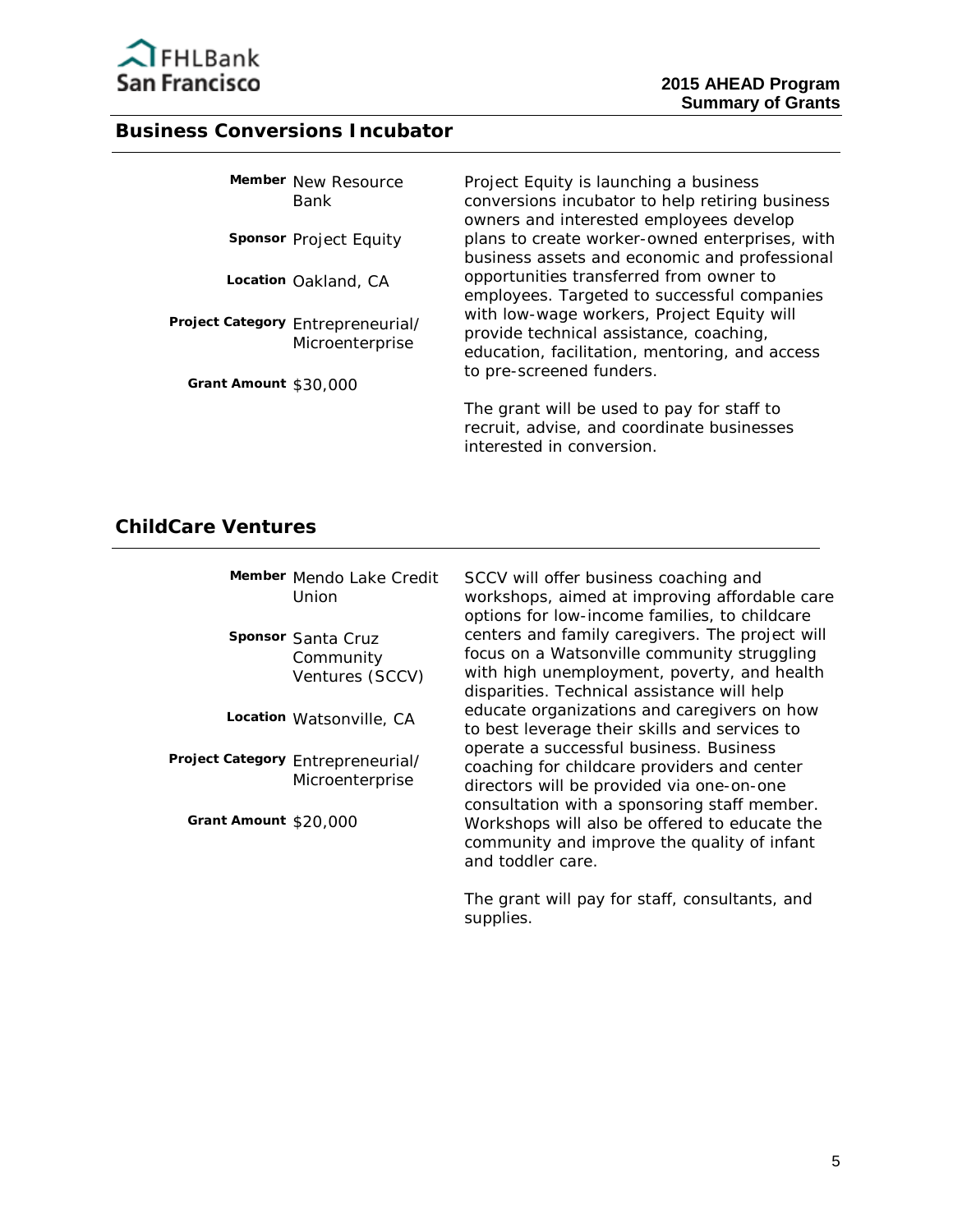## Business Conversions Incubator

**Member** New Resource Bank

**Sponsor** Project Equity

**Location** Oakland, CA

**Project Category** Entrepreneurial/ Microenterprise

**Grant Amount** $30,000

Project Equity is launching a business conversions incubator to help retiring business owners and interested employees develop plans to create worker-owned enterprises, with business assets and economic and professional opportunities transferred from owner to employees. Targeted to successful companies with low-wage workers, Project Equity will provide technical assistance, coaching, education, facilitation, mentoring, and access to pre-screened funders.

The grant will be used to pay for staff to recruit, advise, and coordinate businesses interested in conversion.

## ChildCare Ventures

**Member** Mendo Lake Credit Union

**Sponsor** Santa Cruz Community Ventures (SCCV)

**Location** Watsonville, CA

**Project Category** Entrepreneurial/ Microenterprise

**Grant Amount** $20,000

SCCV will offer business coaching and workshops, aimed at improving affordable care options for low-income families, to childcare centers and family caregivers. The project will focus on a Watsonville community struggling with high unemployment, poverty, and health disparities. Technical assistance will help educate organizations and caregivers on how to best leverage their skills and services to operate a successful business. Business coaching for childcare providers and center directors will be provided via one-on-one consultation with a sponsoring staff member. Workshops will also be offered to educate the community and improve the quality of infant and toddler care.

The grant will pay for staff, consultants, and supplies.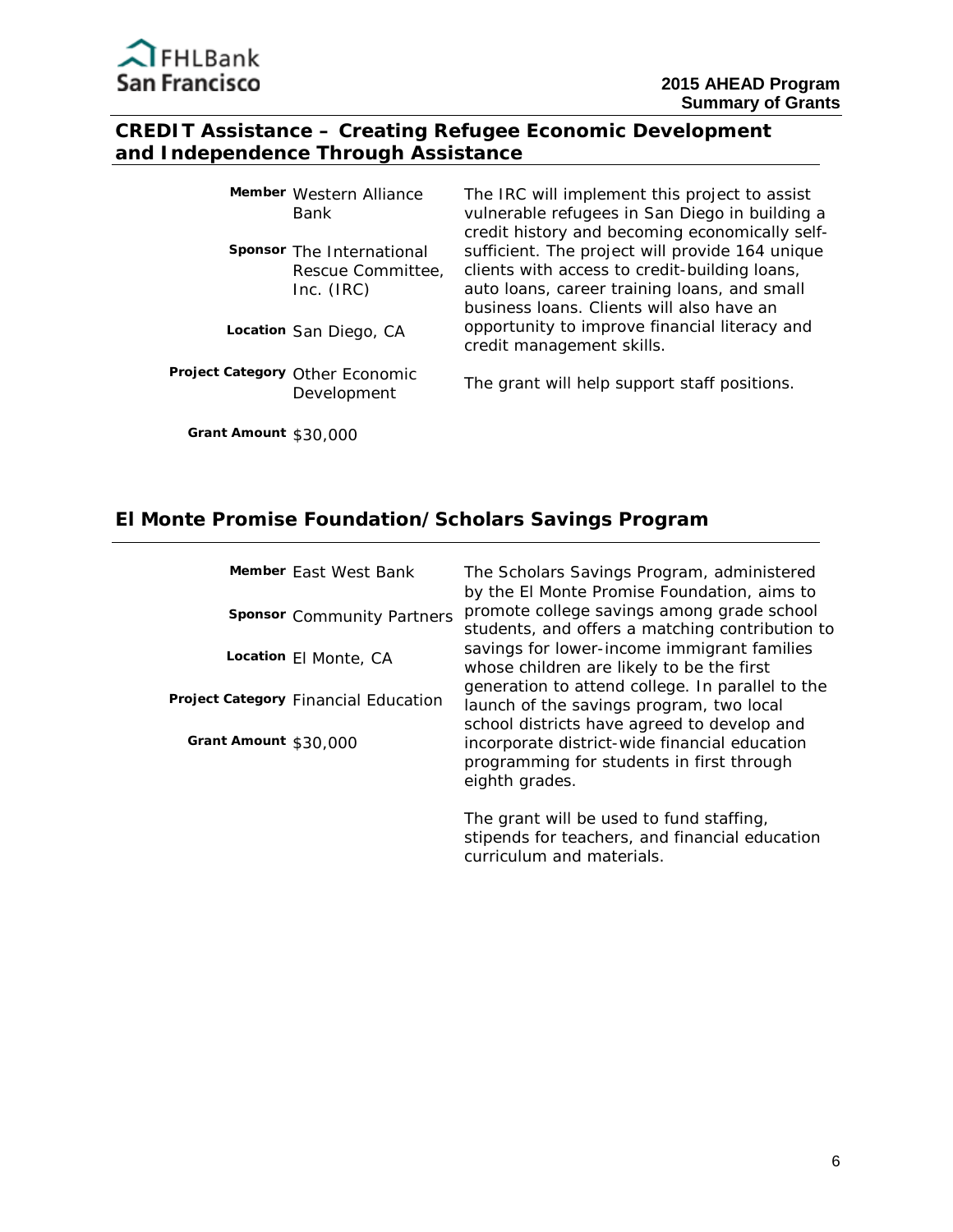## CREDIT Assistance – Creating Refugee Economic Development and Independence Through Assistance

**Member** Western Alliance Bank

**Sponsor** The International Rescue Committee, Inc. (IRC)

**Location** San Diego, CA

**Project Category** Other Economic Development

**Grant Amount** $30,000

The IRC will implement this project to assist vulnerable refugees in San Diego in building a credit history and becoming economically self-sufficient. The project will provide 164 unique clients with access to credit-building loans, auto loans, career training loans, and small business loans. Clients will also have an opportunity to improve financial literacy and credit management skills.

The grant will help support staff positions.

## El Monte Promise Foundation/Scholars Savings Program

**Member** East West Bank

**Sponsor** Community Partners

**Location** El Monte, CA

**Project Category** Financial Education

**Grant Amount** $30,000

The Scholars Savings Program, administered by the El Monte Promise Foundation, aims to promote college savings among grade school students, and offers a matching contribution to savings for lower-income immigrant families whose children are likely to be the first generation to attend college. In parallel to the launch of the savings program, two local school districts have agreed to develop and incorporate district-wide financial education programming for students in first through eighth grades.

The grant will be used to fund staffing, stipends for teachers, and financial education curriculum and materials.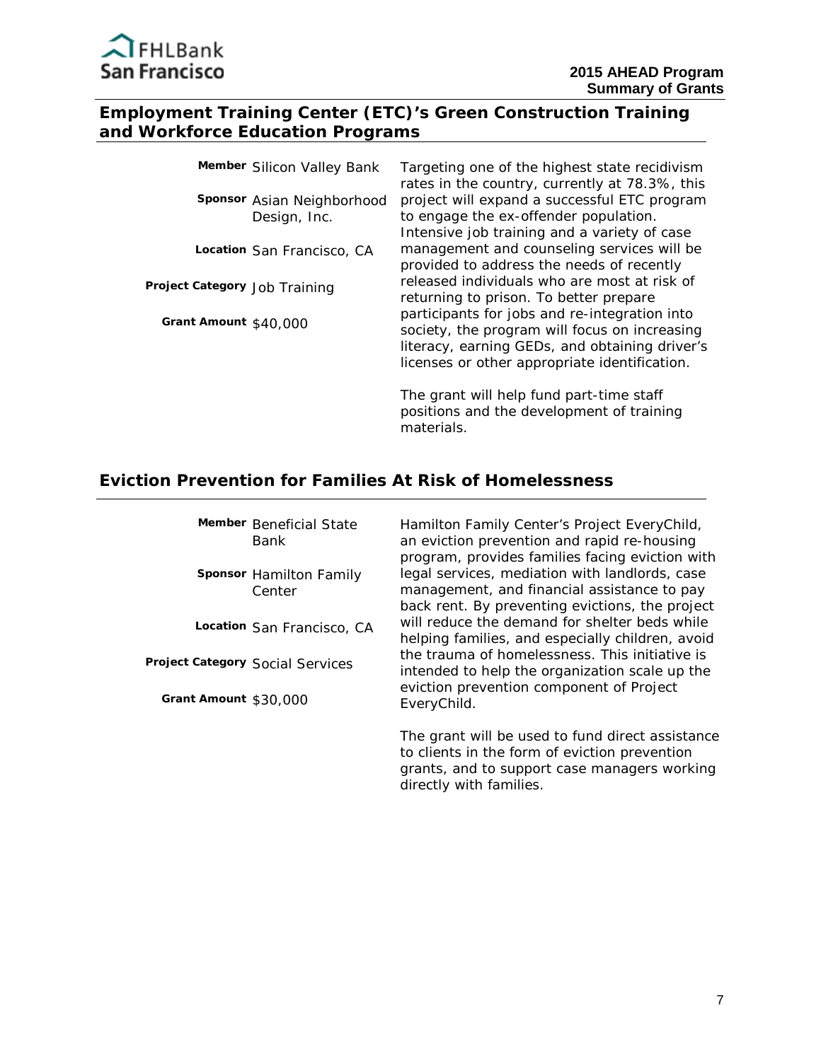## Employment Training Center (ETC)'s Green Construction Training and Workforce Education Programs

**Member** Silicon Valley Bank

**Sponsor** Asian Neighborhood Design, Inc.

**Location** San Francisco, CA

**Project Category** Job Training

**Grant Amount** $40,000

Targeting one of the highest state recidivism rates in the country, currently at 78.3%, this project will expand a successful ETC program to engage the ex-offender population. Intensive job training and a variety of case management and counseling services will be provided to address the needs of recently released individuals who are most at risk of returning to prison. To better prepare participants for jobs and re-integration into society, the program will focus on increasing literacy, earning GEDs, and obtaining driver's licenses or other appropriate identification.

The grant will help fund part-time staff positions and the development of training materials.

## Eviction Prevention for Families At Risk of Homelessness

**Member** Beneficial State Bank

**Sponsor** Hamilton Family Center

**Location** San Francisco, CA

**Project Category** Social Services

**Grant Amount** $30,000

Hamilton Family Center's Project EveryChild, an eviction prevention and rapid re-housing program, provides families facing eviction with legal services, mediation with landlords, case management, and financial assistance to pay back rent. By preventing evictions, the project will reduce the demand for shelter beds while helping families, and especially children, avoid the trauma of homelessness. This initiative is intended to help the organization scale up the eviction prevention component of Project EveryChild.

The grant will be used to fund direct assistance to clients in the form of eviction prevention grants, and to support case managers working directly with families.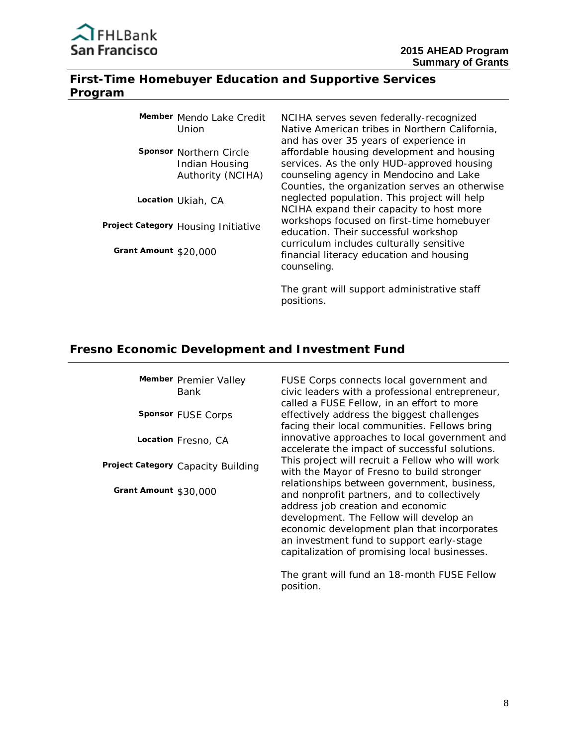## First-Time Homebuyer Education and Supportive Services Program

**Member** Mendo Lake Credit Union

**Sponsor** Northern Circle Indian Housing Authority (NCIHA)

**Location** Ukiah, CA

**Project Category** Housing Initiative

**Grant Amount** $20,000

NCIHA serves seven federally-recognized Native American tribes in Northern California, and has over 35 years of experience in affordable housing development and housing services. As the only HUD-approved housing counseling agency in Mendocino and Lake Counties, the organization serves an otherwise neglected population. This project will help NCIHA expand their capacity to host more workshops focused on first-time homebuyer education. Their successful workshop curriculum includes culturally sensitive financial literacy education and housing counseling.

The grant will support administrative staff positions.

## Fresno Economic Development and Investment Fund

**Member** Premier Valley Bank

**Sponsor** FUSE Corps

**Location** Fresno, CA

**Project Category** Capacity Building

**Grant Amount** $30,000

FUSE Corps connects local government and civic leaders with a professional entrepreneur, called a FUSE Fellow, in an effort to more effectively address the biggest challenges facing their local communities. Fellows bring innovative approaches to local government and accelerate the impact of successful solutions. This project will recruit a Fellow who will work with the Mayor of Fresno to build stronger relationships between government, business, and nonprofit partners, and to collectively address job creation and economic development. The Fellow will develop an economic development plan that incorporates an investment fund to support early-stage capitalization of promising local businesses.

The grant will fund an 18-month FUSE Fellow position.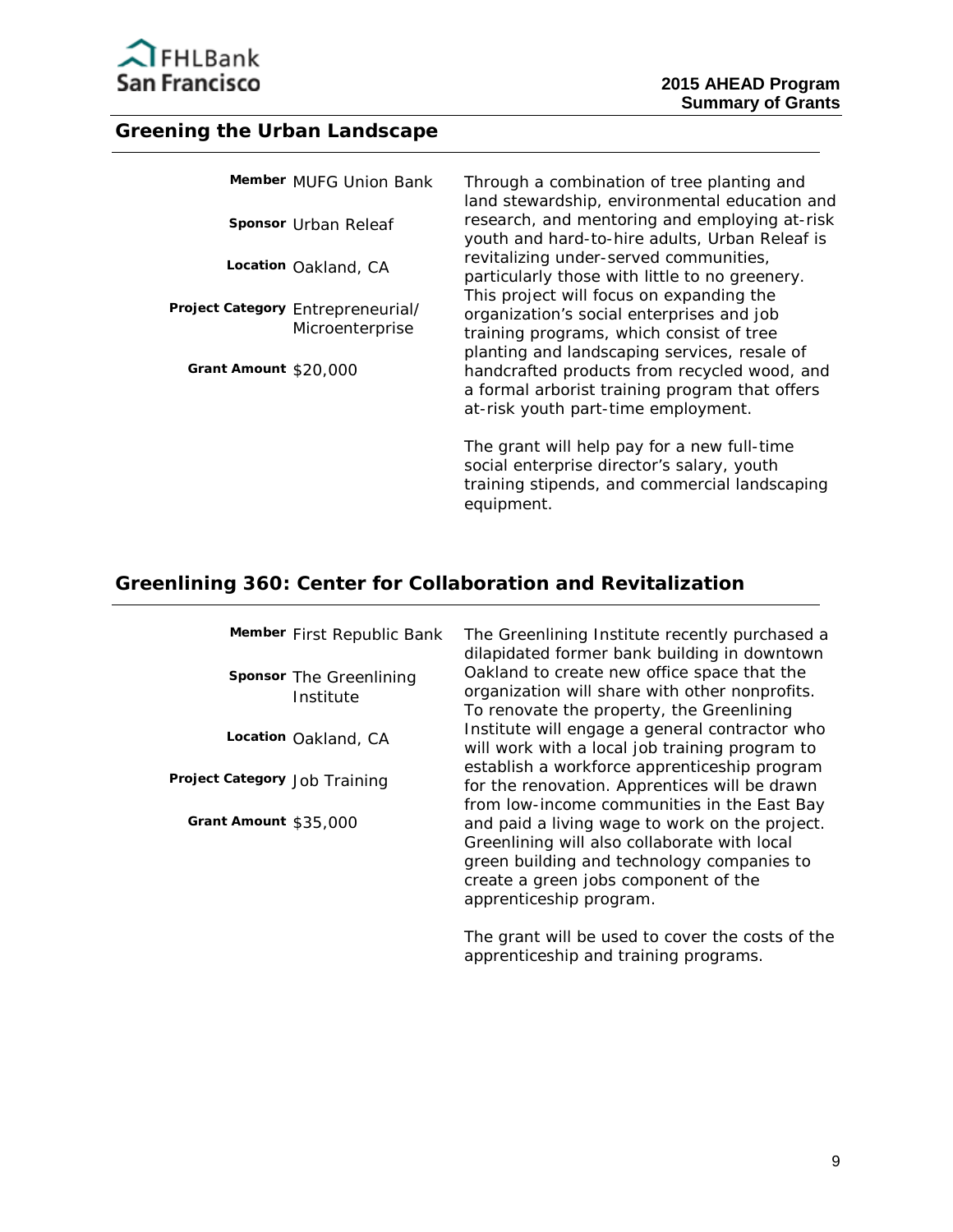## Greening the Urban Landscape

**Member** MUFG Union Bank

**Sponsor** Urban Releaf

**Location** Oakland, CA

**Project Category** Entrepreneurial/ Microenterprise

**Grant Amount** $20,000

Through a combination of tree planting and land stewardship, environmental education and research, and mentoring and employing at-risk youth and hard-to-hire adults, Urban Releaf is revitalizing under-served communities, particularly those with little to no greenery. This project will focus on expanding the organization's social enterprises and job training programs, which consist of tree planting and landscaping services, resale of handcrafted products from recycled wood, and a formal arborist training program that offers at-risk youth part-time employment.

The grant will help pay for a new full-time social enterprise director's salary, youth training stipends, and commercial landscaping equipment.

## Greenlining 360: Center for Collaboration and Revitalization

**Member** First Republic Bank

**Sponsor** The Greenlining Institute

**Location** Oakland, CA

**Project Category** Job Training

**Grant Amount** $35,000

The Greenlining Institute recently purchased a dilapidated former bank building in downtown Oakland to create new office space that the organization will share with other nonprofits. To renovate the property, the Greenlining Institute will engage a general contractor who will work with a local job training program to establish a workforce apprenticeship program for the renovation. Apprentices will be drawn from low-income communities in the East Bay and paid a living wage to work on the project. Greenlining will also collaborate with local green building and technology companies to create a green jobs component of the apprenticeship program.

The grant will be used to cover the costs of the apprenticeship and training programs.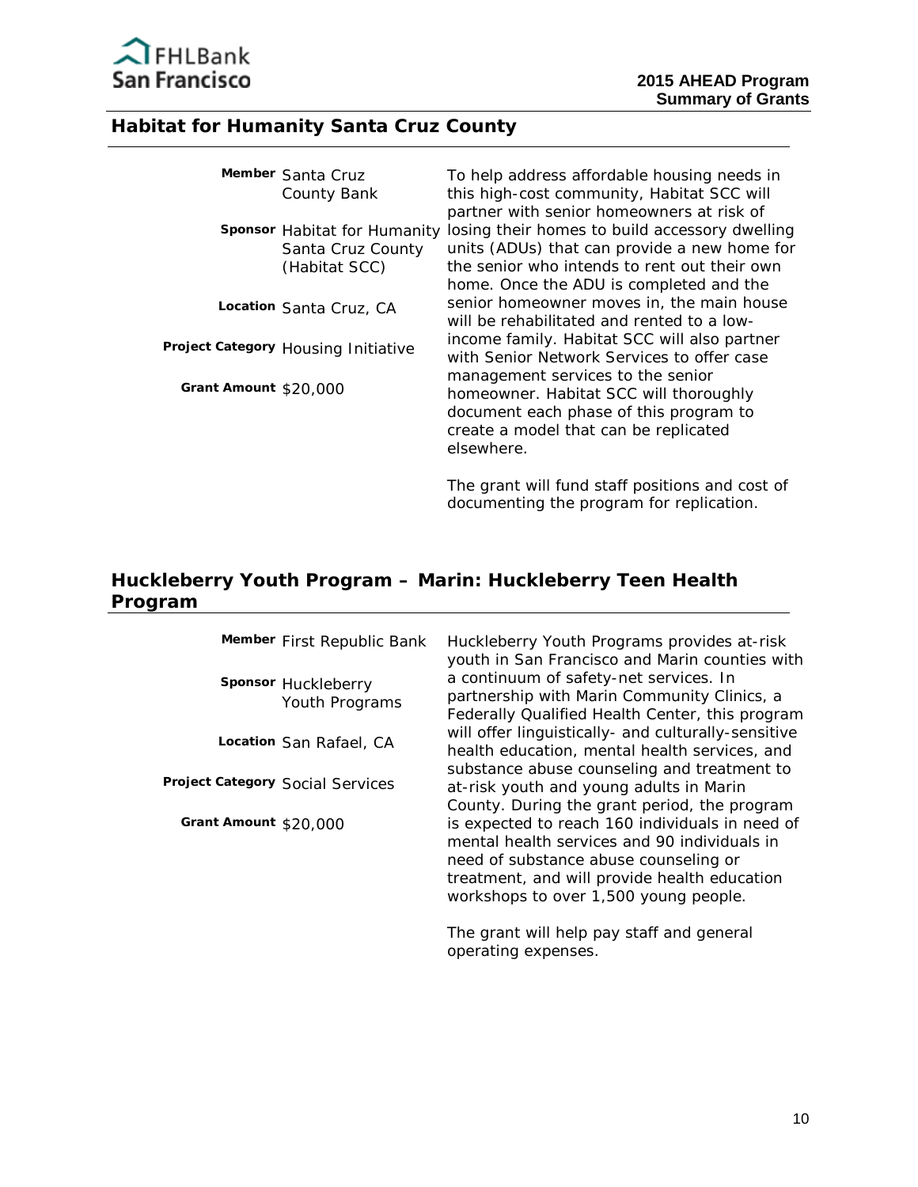## Habitat for Humanity Santa Cruz County

**Member** Santa Cruz County Bank

**Sponsor** Habitat for Humanity Santa Cruz County (Habitat SCC)

**Location** Santa Cruz, CA

**Project Category** Housing Initiative

**Grant Amount** $20,000

To help address affordable housing needs in this high-cost community, Habitat SCC will partner with senior homeowners at risk of losing their homes to build accessory dwelling units (ADUs) that can provide a new home for the senior who intends to rent out their own home. Once the ADU is completed and the senior homeowner moves in, the main house will be rehabilitated and rented to a low-income family. Habitat SCC will also partner with Senior Network Services to offer case management services to the senior homeowner. Habitat SCC will thoroughly document each phase of this program to create a model that can be replicated elsewhere.

The grant will fund staff positions and cost of documenting the program for replication.

## Huckleberry Youth Program – Marin: Huckleberry Teen Health Program

**Member** First Republic Bank

**Sponsor** Huckleberry Youth Programs

**Location** San Rafael, CA

**Project Category** Social Services

**Grant Amount** $20,000

Huckleberry Youth Programs provides at-risk youth in San Francisco and Marin counties with a continuum of safety-net services. In partnership with Marin Community Clinics, a Federally Qualified Health Center, this program will offer linguistically- and culturally-sensitive health education, mental health services, and substance abuse counseling and treatment to at-risk youth and young adults in Marin County. During the grant period, the program is expected to reach 160 individuals in need of mental health services and 90 individuals in need of substance abuse counseling or treatment, and will provide health education workshops to over 1,500 young people.

The grant will help pay staff and general operating expenses.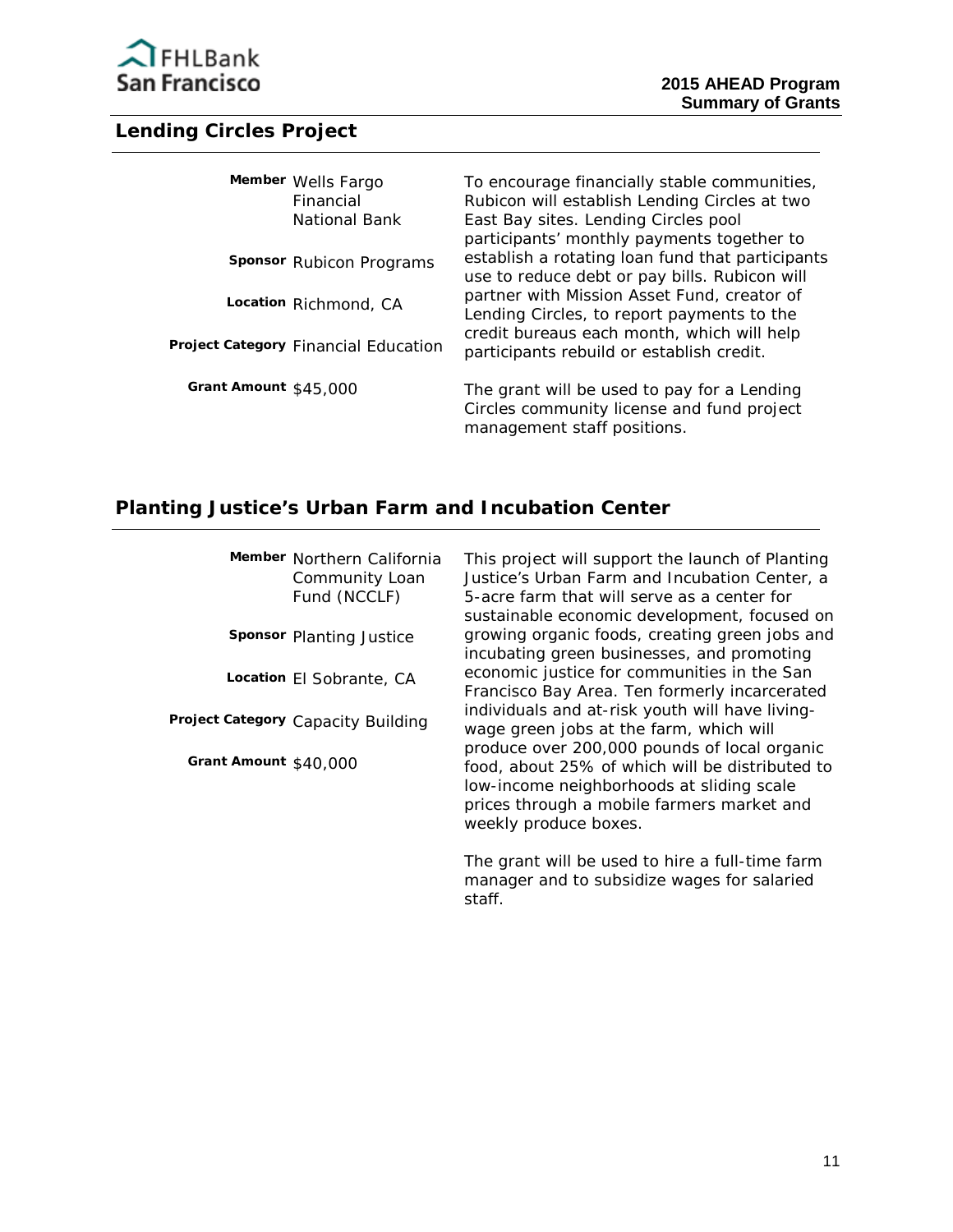## Lending Circles Project

**Member** Wells Fargo Financial National Bank

**Sponsor** Rubicon Programs

**Location** Richmond, CA

**Project Category** Financial Education

**Grant Amount** $45,000

To encourage financially stable communities, Rubicon will establish Lending Circles at two East Bay sites. Lending Circles pool participants' monthly payments together to establish a rotating loan fund that participants use to reduce debt or pay bills. Rubicon will partner with Mission Asset Fund, creator of Lending Circles, to report payments to the credit bureaus each month, which will help participants rebuild or establish credit.

The grant will be used to pay for a Lending Circles community license and fund project management staff positions.

## Planting Justice's Urban Farm and Incubation Center

**Member** Northern California Community Loan Fund (NCCLF)

**Sponsor** Planting Justice

**Location** El Sobrante, CA

**Project Category** Capacity Building

**Grant Amount** $40,000

This project will support the launch of Planting Justice's Urban Farm and Incubation Center, a 5-acre farm that will serve as a center for sustainable economic development, focused on growing organic foods, creating green jobs and incubating green businesses, and promoting economic justice for communities in the San Francisco Bay Area. Ten formerly incarcerated individuals and at-risk youth will have living-wage green jobs at the farm, which will produce over 200,000 pounds of local organic food, about 25% of which will be distributed to low-income neighborhoods at sliding scale prices through a mobile farmers market and weekly produce boxes.

The grant will be used to hire a full-time farm manager and to subsidize wages for salaried staff.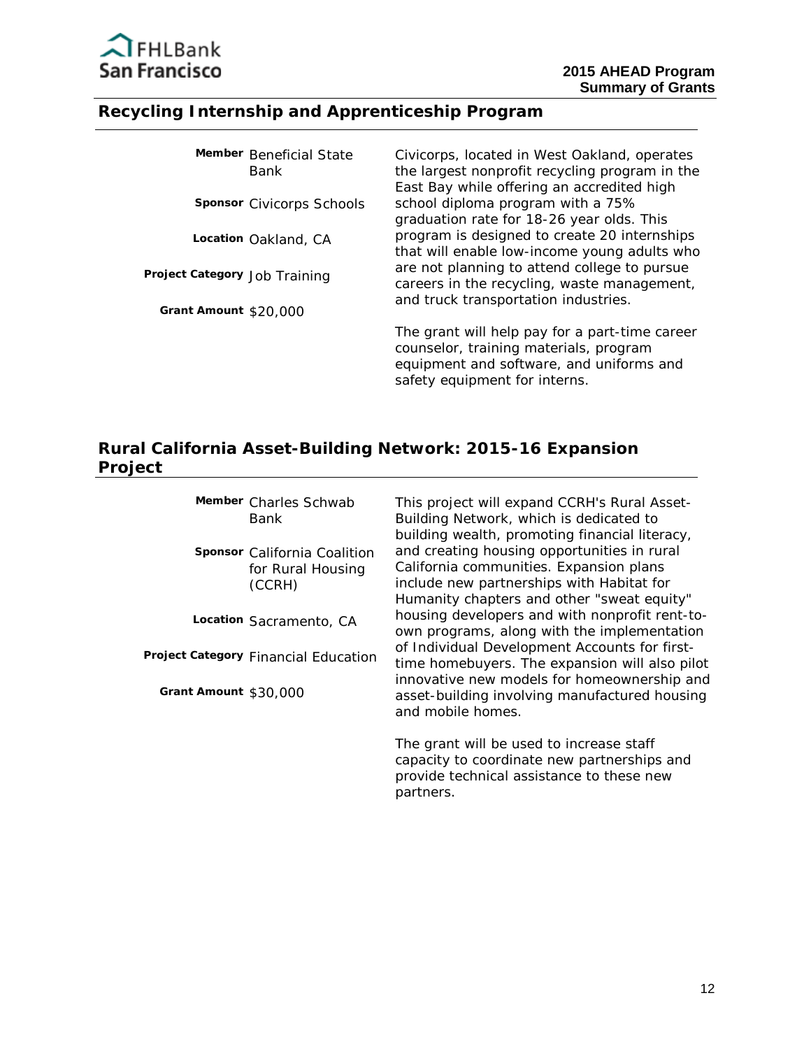## Recycling Internship and Apprenticeship Program

**Member** Beneficial State Bank

**Sponsor** Civicorps Schools

**Location** Oakland, CA

**Project Category** Job Training

**Grant Amount** $20,000

Civicorps, located in West Oakland, operates the largest nonprofit recycling program in the East Bay while offering an accredited high school diploma program with a 75% graduation rate for 18-26 year olds. This program is designed to create 20 internships that will enable low-income young adults who are not planning to attend college to pursue careers in the recycling, waste management, and truck transportation industries.

The grant will help pay for a part-time career counselor, training materials, program equipment and software, and uniforms and safety equipment for interns.

## Rural California Asset-Building Network: 2015-16 Expansion Project

**Member** Charles Schwab Bank

**Sponsor** California Coalition for Rural Housing (CCRH)

**Location** Sacramento, CA

**Project Category** Financial Education

**Grant Amount** $30,000

This project will expand CCRH's Rural Asset-Building Network, which is dedicated to building wealth, promoting financial literacy, and creating housing opportunities in rural California communities. Expansion plans include new partnerships with Habitat for Humanity chapters and other "sweat equity" housing developers and with nonprofit rent-to-own programs, along with the implementation of Individual Development Accounts for first-time homebuyers. The expansion will also pilot innovative new models for homeownership and asset-building involving manufactured housing and mobile homes.

The grant will be used to increase staff capacity to coordinate new partnerships and provide technical assistance to these new partners.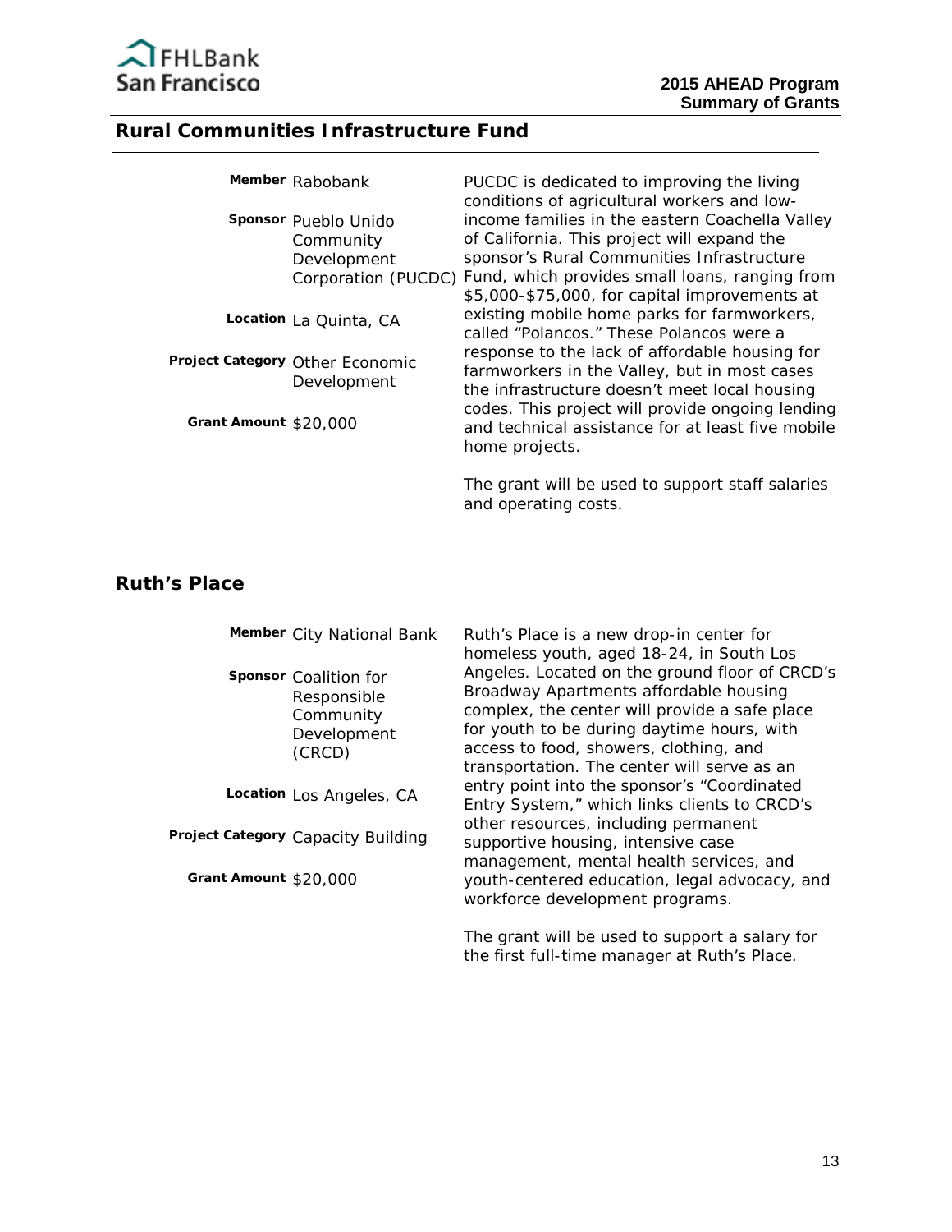## Rural Communities Infrastructure Fund

| | |
|---|---|
| **Member** | Rabobank |
| **Sponsor** | Pueblo Unido Community Development Corporation (PUCDC) |
| **Location** | La Quinta, CA |
| **Project Category** | Other Economic Development |
| **Grant Amount** | $20,000 |

PUCDC is dedicated to improving the living conditions of agricultural workers and low-income families in the eastern Coachella Valley of California. This project will expand the sponsor's Rural Communities Infrastructure Fund, which provides small loans, ranging from $5,000-$75,000, for capital improvements at existing mobile home parks for farmworkers, called "Polancos." These Polancos were a response to the lack of affordable housing for farmworkers in the Valley, but in most cases the infrastructure doesn't meet local housing codes. This project will provide ongoing lending and technical assistance for at least five mobile home projects.

The grant will be used to support staff salaries and operating costs.

## Ruth's Place

| | |
|---|---|
| **Member** | City National Bank |
| **Sponsor** | Coalition for Responsible Community Development (CRCD) |
| **Location** | Los Angeles, CA |
| **Project Category** | Capacity Building |
| **Grant Amount** | $20,000 |

Ruth's Place is a new drop-in center for homeless youth, aged 18-24, in South Los Angeles. Located on the ground floor of CRCD's Broadway Apartments affordable housing complex, the center will provide a safe place for youth to be during daytime hours, with access to food, showers, clothing, and transportation. The center will serve as an entry point into the sponsor's "Coordinated Entry System," which links clients to CRCD's other resources, including permanent supportive housing, intensive case management, mental health services, and youth-centered education, legal advocacy, and workforce development programs.

The grant will be used to support a salary for the first full-time manager at Ruth's Place.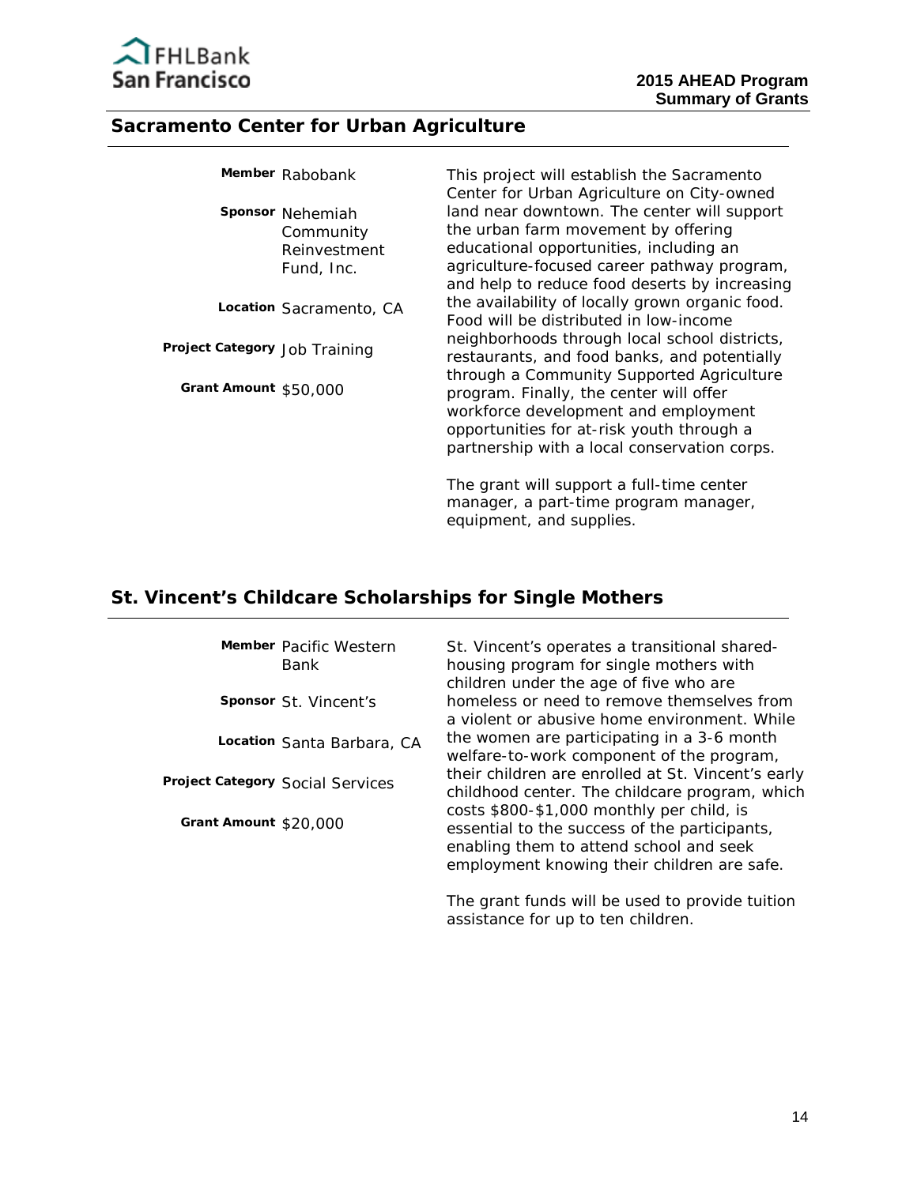## Sacramento Center for Urban Agriculture

**Member** Rabobank

**Sponsor** Nehemiah Community Reinvestment Fund, Inc.

**Location** Sacramento, CA

**Project Category** Job Training

**Grant Amount** $50,000

This project will establish the Sacramento Center for Urban Agriculture on City-owned land near downtown. The center will support the urban farm movement by offering educational opportunities, including an agriculture-focused career pathway program, and help to reduce food deserts by increasing the availability of locally grown organic food. Food will be distributed in low-income neighborhoods through local school districts, restaurants, and food banks, and potentially through a Community Supported Agriculture program. Finally, the center will offer workforce development and employment opportunities for at-risk youth through a partnership with a local conservation corps.

The grant will support a full-time center manager, a part-time program manager, equipment, and supplies.

## St. Vincent's Childcare Scholarships for Single Mothers

**Member** Pacific Western Bank

**Sponsor** St. Vincent's

**Location** Santa Barbara, CA

**Project Category** Social Services

**Grant Amount** $20,000

St. Vincent's operates a transitional shared-housing program for single mothers with children under the age of five who are homeless or need to remove themselves from a violent or abusive home environment. While the women are participating in a 3-6 month welfare-to-work component of the program, their children are enrolled at St. Vincent's early childhood center. The childcare program, which costs $800-$1,000 monthly per child, is essential to the success of the participants, enabling them to attend school and seek employment knowing their children are safe.

The grant funds will be used to provide tuition assistance for up to ten children.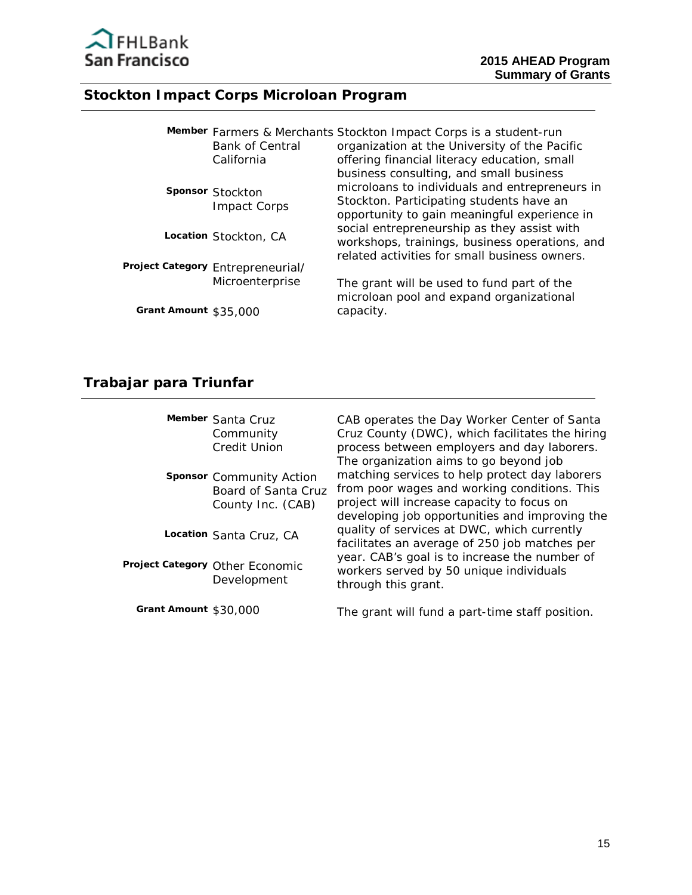## Stockton Impact Corps Microloan Program

**Member** Farmers & Merchants Bank of Central California

**Sponsor** Stockton Impact Corps

**Location** Stockton, CA

**Project Category** Entrepreneurial/ Microenterprise

**Grant Amount** $35,000

Stockton Impact Corps is a student-run organization at the University of the Pacific offering financial literacy education, small business consulting, and small business microloans to individuals and entrepreneurs in Stockton. Participating students have an opportunity to gain meaningful experience in social entrepreneurship as they assist with workshops, trainings, business operations, and related activities for small business owners.

The grant will be used to fund part of the microloan pool and expand organizational capacity.

## Trabajar para Triunfar

**Member** Santa Cruz Community Credit Union

**Sponsor** Community Action Board of Santa Cruz County Inc. (CAB)

**Location** Santa Cruz, CA

**Project Category** Other Economic Development

**Grant Amount** $30,000

CAB operates the Day Worker Center of Santa Cruz County (DWC), which facilitates the hiring process between employers and day laborers. The organization aims to go beyond job matching services to help protect day laborers from poor wages and working conditions. This project will increase capacity to focus on developing job opportunities and improving the quality of services at DWC, which currently facilitates an average of 250 job matches per year. CAB's goal is to increase the number of workers served by 50 unique individuals through this grant.

The grant will fund a part-time staff position.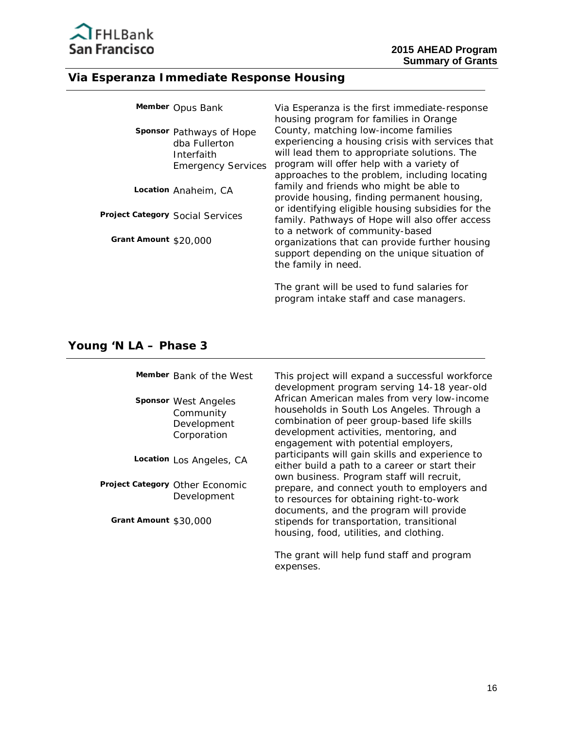## Via Esperanza Immediate Response Housing

**Member** Opus Bank

**Sponsor** Pathways of Hope dba Fullerton Interfaith Emergency Services

**Location** Anaheim, CA

**Project Category** Social Services

**Grant Amount** $20,000

Via Esperanza is the first immediate-response housing program for families in Orange County, matching low-income families experiencing a housing crisis with services that will lead them to appropriate solutions. The program will offer help with a variety of approaches to the problem, including locating family and friends who might be able to provide housing, finding permanent housing, or identifying eligible housing subsidies for the family. Pathways of Hope will also offer access to a network of community-based organizations that can provide further housing support depending on the unique situation of the family in need.

The grant will be used to fund salaries for program intake staff and case managers.

## Young 'N LA – Phase 3

**Member** Bank of the West

**Sponsor** West Angeles Community Development Corporation

**Location** Los Angeles, CA

**Project Category** Other Economic Development

**Grant Amount** $30,000

This project will expand a successful workforce development program serving 14-18 year-old African American males from very low-income households in South Los Angeles. Through a combination of peer group-based life skills development activities, mentoring, and engagement with potential employers, participants will gain skills and experience to either build a path to a career or start their own business. Program staff will recruit, prepare, and connect youth to employers and to resources for obtaining right-to-work documents, and the program will provide stipends for transportation, transitional housing, food, utilities, and clothing.

The grant will help fund staff and program expenses.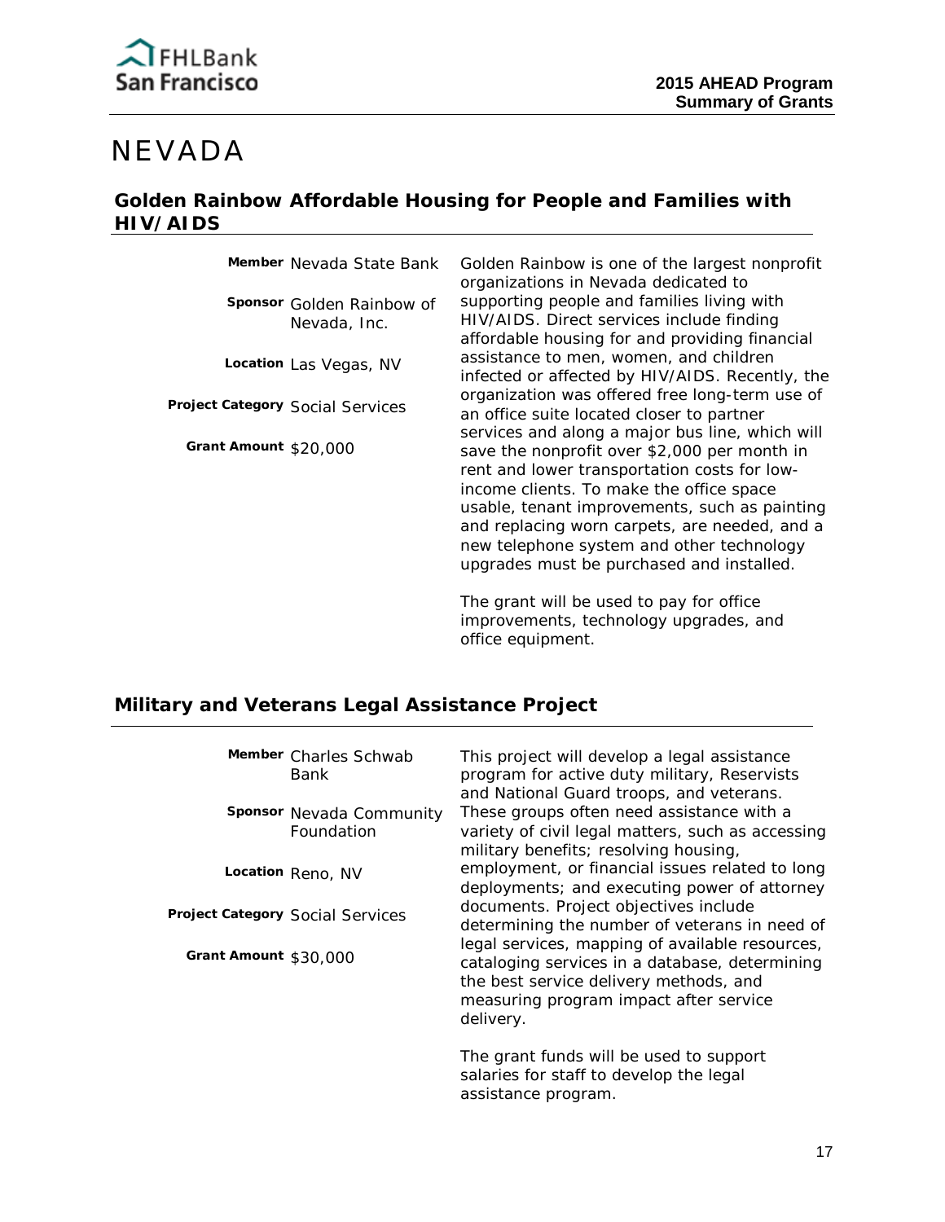# NEVADA

## Golden Rainbow Affordable Housing for People and Families with HIV/AIDS

**Member** Nevada State Bank

**Sponsor** Golden Rainbow of Nevada, Inc.

**Location** Las Vegas, NV

**Project Category** Social Services

**Grant Amount** $20,000

Golden Rainbow is one of the largest nonprofit organizations in Nevada dedicated to supporting people and families living with HIV/AIDS. Direct services include finding affordable housing for and providing financial assistance to men, women, and children infected or affected by HIV/AIDS. Recently, the organization was offered free long-term use of an office suite located closer to partner services and along a major bus line, which will save the nonprofit over $2,000 per month in rent and lower transportation costs for low-income clients. To make the office space usable, tenant improvements, such as painting and replacing worn carpets, are needed, and a new telephone system and other technology upgrades must be purchased and installed.

The grant will be used to pay for office improvements, technology upgrades, and office equipment.

## Military and Veterans Legal Assistance Project

**Member** Charles Schwab Bank

**Sponsor** Nevada Community Foundation

**Location** Reno, NV

**Project Category** Social Services

**Grant Amount** $30,000

This project will develop a legal assistance program for active duty military, Reservists and National Guard troops, and veterans. These groups often need assistance with a variety of civil legal matters, such as accessing military benefits; resolving housing, employment, or financial issues related to long deployments; and executing power of attorney documents. Project objectives include determining the number of veterans in need of legal services, mapping of available resources, cataloging services in a database, determining the best service delivery methods, and measuring program impact after service delivery.

The grant funds will be used to support salaries for staff to develop the legal assistance program.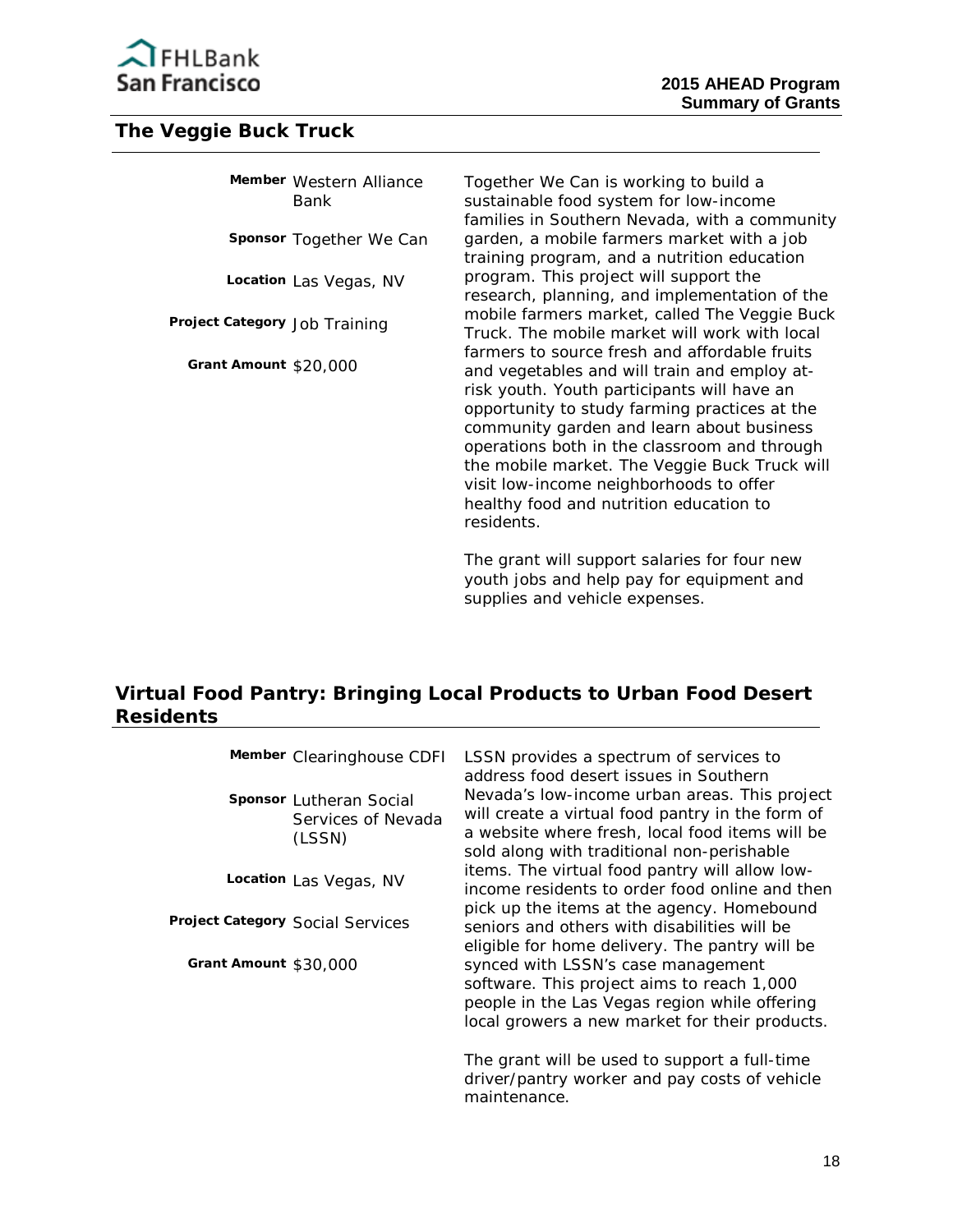## The Veggie Buck Truck

**Member** Western Alliance Bank

**Sponsor** Together We Can

**Location** Las Vegas, NV

**Project Category** Job Training

**Grant Amount** $20,000

Together We Can is working to build a sustainable food system for low-income families in Southern Nevada, with a community garden, a mobile farmers market with a job training program, and a nutrition education program. This project will support the research, planning, and implementation of the mobile farmers market, called The Veggie Buck Truck. The mobile market will work with local farmers to source fresh and affordable fruits and vegetables and will train and employ at-risk youth. Youth participants will have an opportunity to study farming practices at the community garden and learn about business operations both in the classroom and through the mobile market. The Veggie Buck Truck will visit low-income neighborhoods to offer healthy food and nutrition education to residents.

The grant will support salaries for four new youth jobs and help pay for equipment and supplies and vehicle expenses.

## Virtual Food Pantry: Bringing Local Products to Urban Food Desert Residents

**Member** Clearinghouse CDFI

**Sponsor** Lutheran Social Services of Nevada (LSSN)

**Location** Las Vegas, NV

**Project Category** Social Services

**Grant Amount** $30,000

LSSN provides a spectrum of services to address food desert issues in Southern Nevada's low-income urban areas. This project will create a virtual food pantry in the form of a website where fresh, local food items will be sold along with traditional non-perishable items. The virtual food pantry will allow low-income residents to order food online and then pick up the items at the agency. Homebound seniors and others with disabilities will be eligible for home delivery. The pantry will be synced with LSSN's case management software. This project aims to reach 1,000 people in the Las Vegas region while offering local growers a new market for their products.

The grant will be used to support a full-time driver/pantry worker and pay costs of vehicle maintenance.